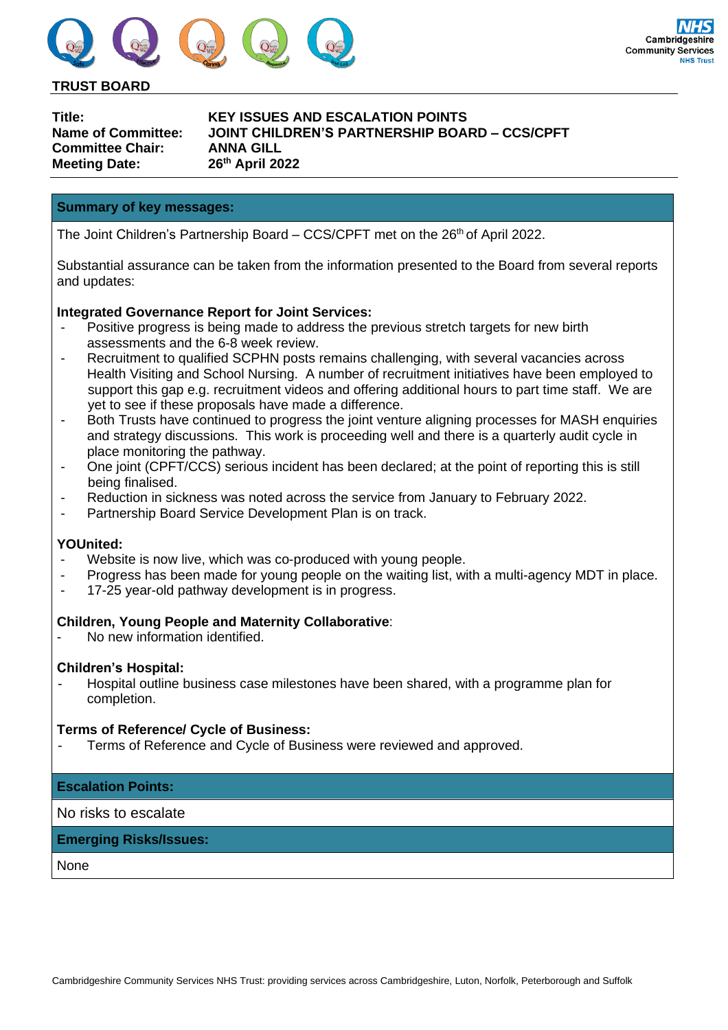**TRUST BOARD**

| | |
|---|---|
| **Title:** | **KEY ISSUES AND ESCALATION POINTS** |
| **Name of Committee:** | **JOINT CHILDREN'S PARTNERSHIP BOARD – CCS/CPFT** |
| **Committee Chair:** | **ANNA GILL** |
| **Meeting Date:** | **26th April 2022** |

## Summary of key messages:

The Joint Children's Partnership Board – CCS/CPFT met on the 26th of April 2022.

Substantial assurance can be taken from the information presented to the Board from several reports and updates:

**Integrated Governance Report for Joint Services:**

- Positive progress is being made to address the previous stretch targets for new birth assessments and the 6-8 week review.
- Recruitment to qualified SCPHN posts remains challenging, with several vacancies across Health Visiting and School Nursing. A number of recruitment initiatives have been employed to support this gap e.g. recruitment videos and offering additional hours to part time staff. We are yet to see if these proposals have made a difference.
- Both Trusts have continued to progress the joint venture aligning processes for MASH enquiries and strategy discussions. This work is proceeding well and there is a quarterly audit cycle in place monitoring the pathway.
- One joint (CPFT/CCS) serious incident has been declared; at the point of reporting this is still being finalised.
- Reduction in sickness was noted across the service from January to February 2022.
- Partnership Board Service Development Plan is on track.

**YOUnited:**

- Website is now live, which was co-produced with young people.
- Progress has been made for young people on the waiting list, with a multi-agency MDT in place.
- 17-25 year-old pathway development is in progress.

**Children, Young People and Maternity Collaborative**:

- No new information identified.

**Children's Hospital:**

- Hospital outline business case milestones have been shared, with a programme plan for completion.

**Terms of Reference/ Cycle of Business:**

- Terms of Reference and Cycle of Business were reviewed and approved.

## Escalation Points:

No risks to escalate

## Emerging Risks/Issues:

None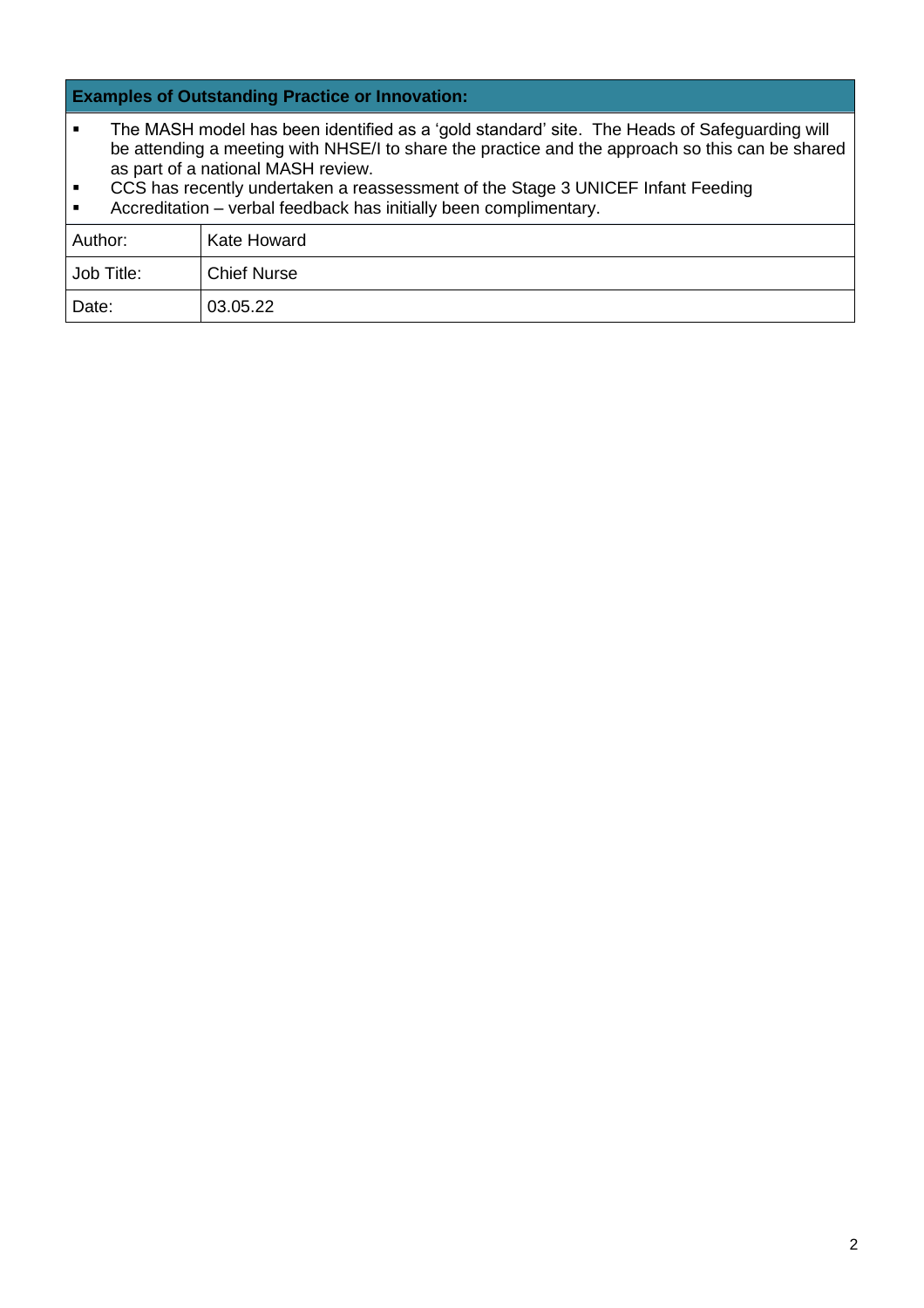| Examples of Outstanding Practice or Innovation: | |
|---|---|
| ▪ The MASH model has been identified as a 'gold standard' site. The Heads of Safeguarding will be attending a meeting with NHSE/I to share the practice and the approach so this can be shared as part of a national MASH review.<br>▪ CCS has recently undertaken a reassessment of the Stage 3 UNICEF Infant Feeding<br>▪ Accreditation – verbal feedback has initially been complimentary. | |
| Author: | Kate Howard |
| Job Title: | Chief Nurse |
| Date: | 03.05.22 |